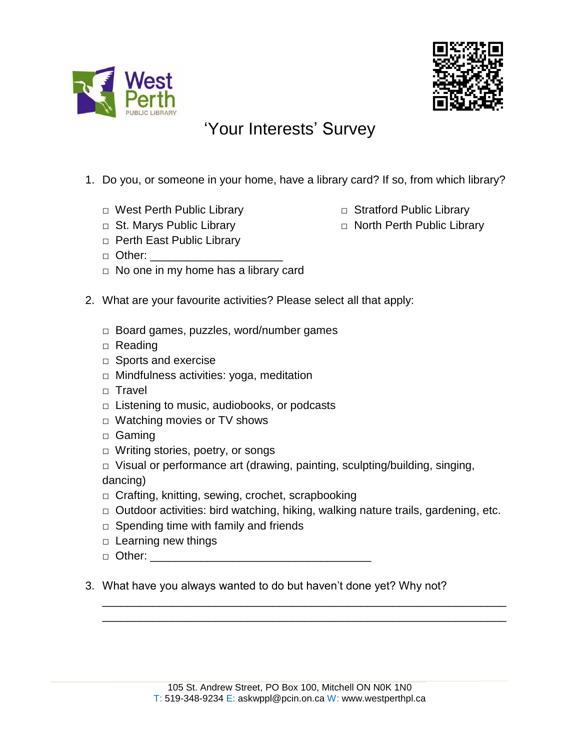West Perth PUBLIC LIBRARY

# 'Your Interests' Survey

1. Do you, or someone in your home, have a library card? If so, from which library?

   - □ West Perth Public Library
   - □ St. Marys Public Library
   - □ Perth East Public Library
   - □ Stratford Public Library
   - □ North Perth Public Library
   - □ Other: ____________________
   - □ No one in my home has a library card

2. What are your favourite activities? Please select all that apply:

   - □ Board games, puzzles, word/number games
   - □ Reading
   - □ Sports and exercise
   - □ Mindfulness activities: yoga, meditation
   - □ Travel
   - □ Listening to music, audiobooks, or podcasts
   - □ Watching movies or TV shows
   - □ Gaming
   - □ Writing stories, poetry, or songs
   - □ Visual or performance art (drawing, painting, sculpting/building, singing, dancing)
   - □ Crafting, knitting, sewing, crochet, scrapbooking
   - □ Outdoor activities: bird watching, hiking, walking nature trails, gardening, etc.
   - □ Spending time with family and friends
   - □ Learning new things
   - □ Other: __________________________________

3. What have you always wanted to do but haven't done yet? Why not?

   ______________________________________________________________

   ______________________________________________________________

105 St. Andrew Street, PO Box 100, Mitchell ON N0K 1N0
T: 519-348-9234 E: askwppl@pcin.on.ca W: www.westperthpl.ca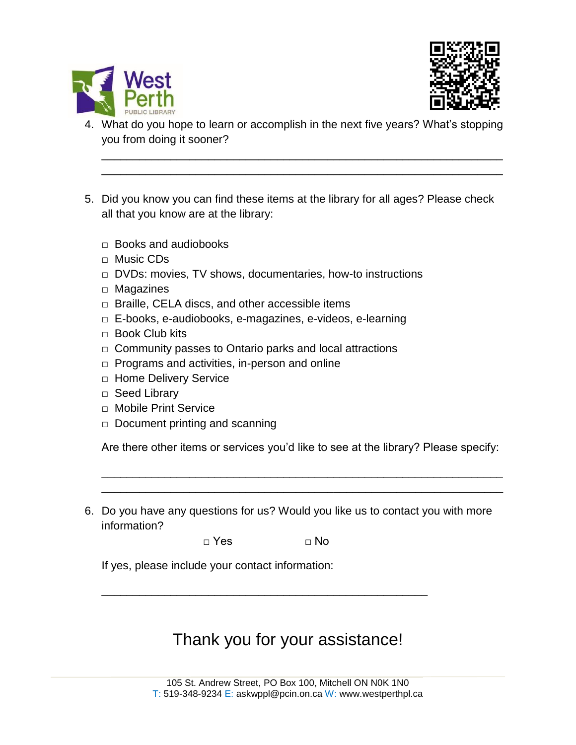4. What do you hope to learn or accomplish in the next five years? What's stopping you from doing it sooner?

_______________________________________________________________

_______________________________________________________________

5. Did you know you can find these items at the library for all ages? Please check all that you know are at the library:

   - □ Books and audiobooks
   - □ Music CDs
   - □ DVDs: movies, TV shows, documentaries, how-to instructions
   - □ Magazines
   - □ Braille, CELA discs, and other accessible items
   - □ E-books, e-audiobooks, e-magazines, e-videos, e-learning
   - □ Book Club kits
   - □ Community passes to Ontario parks and local attractions
   - □ Programs and activities, in-person and online
   - □ Home Delivery Service
   - □ Seed Library
   - □ Mobile Print Service
   - □ Document printing and scanning

   Are there other items or services you'd like to see at the library? Please specify:

   _______________________________________________________________

   _______________________________________________________________

6. Do you have any questions for us? Would you like us to contact you with more information?

   □ Yes □ No

   If yes, please include your contact information:

   ___________________________________________________

## Thank you for your assistance!

105 St. Andrew Street, PO Box 100, Mitchell ON N0K 1N0
T: 519-348-9234 E: askwppl@pcin.on.ca W: www.westperthpl.ca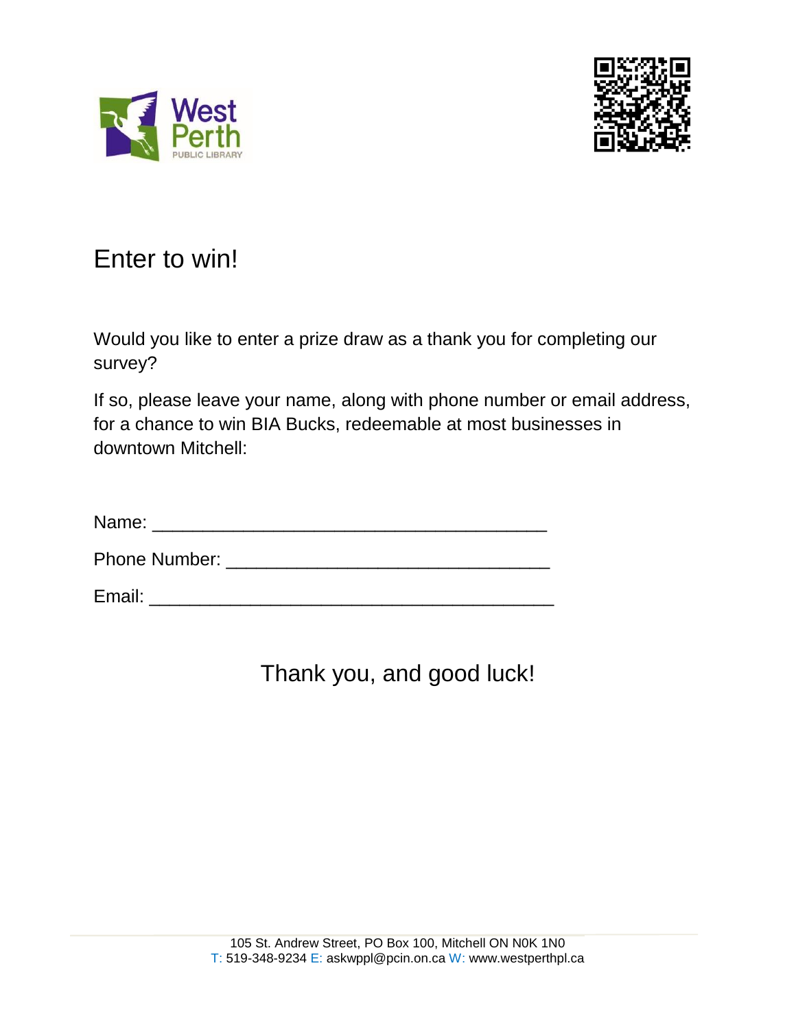# Enter to win!

Would you like to enter a prize draw as a thank you for completing our survey?

If so, please leave your name, along with phone number or email address, for a chance to win BIA Bucks, redeemable at most businesses in downtown Mitchell:

Name: ________________________________________

Phone Number: ________________________________

Email: _________________________________________

Thank you, and good luck!

105 St. Andrew Street, PO Box 100, Mitchell ON N0K 1N0
T: 519-348-9234 E: askwppl@pcin.on.ca W: www.westperthpl.ca